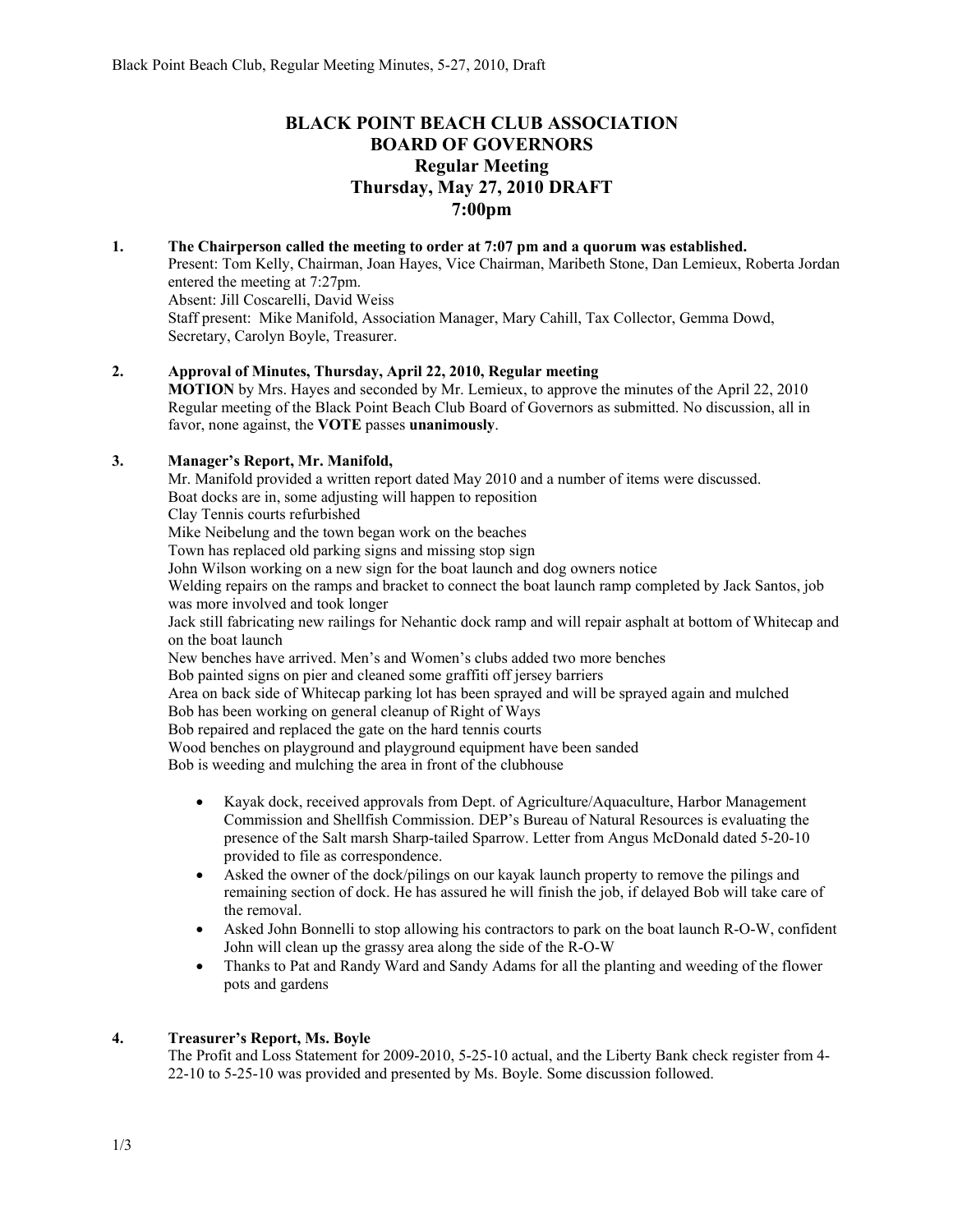# BLACK POINT BEACH CLUB ASSOCIATION
# BOARD OF GOVERNORS
## Regular Meeting
## Thursday, May 27, 2010 DRAFT
## 7:00pm

**1. The Chairperson called the meeting to order at 7:07 pm and a quorum was established.**

Present: Tom Kelly, Chairman, Joan Hayes, Vice Chairman, Maribeth Stone, Dan Lemieux, Roberta Jordan entered the meeting at 7:27pm.
Absent: Jill Coscarelli, David Weiss
Staff present: Mike Manifold, Association Manager, Mary Cahill, Tax Collector, Gemma Dowd, Secretary, Carolyn Boyle, Treasurer.

**2. Approval of Minutes, Thursday, April 22, 2010, Regular meeting**

**MOTION** by Mrs. Hayes and seconded by Mr. Lemieux, to approve the minutes of the April 22, 2010 Regular meeting of the Black Point Beach Club Board of Governors as submitted. No discussion, all in favor, none against, the **VOTE** passes **unanimously**.

**3. Manager's Report, Mr. Manifold,**

Mr. Manifold provided a written report dated May 2010 and a number of items were discussed.
Boat docks are in, some adjusting will happen to reposition
Clay Tennis courts refurbished
Mike Neibelung and the town began work on the beaches
Town has replaced old parking signs and missing stop sign
John Wilson working on a new sign for the boat launch and dog owners notice
Welding repairs on the ramps and bracket to connect the boat launch ramp completed by Jack Santos, job was more involved and took longer
Jack still fabricating new railings for Nehantic dock ramp and will repair asphalt at bottom of Whitecap and on the boat launch
New benches have arrived. Men's and Women's clubs added two more benches
Bob painted signs on pier and cleaned some graffiti off jersey barriers
Area on back side of Whitecap parking lot has been sprayed and will be sprayed again and mulched
Bob has been working on general cleanup of Right of Ways
Bob repaired and replaced the gate on the hard tennis courts
Wood benches on playground and playground equipment have been sanded
Bob is weeding and mulching the area in front of the clubhouse

- Kayak dock, received approvals from Dept. of Agriculture/Aquaculture, Harbor Management Commission and Shellfish Commission. DEP's Bureau of Natural Resources is evaluating the presence of the Salt marsh Sharp-tailed Sparrow. Letter from Angus McDonald dated 5-20-10 provided to file as correspondence.
- Asked the owner of the dock/pilings on our kayak launch property to remove the pilings and remaining section of dock. He has assured he will finish the job, if delayed Bob will take care of the removal.
- Asked John Bonnelli to stop allowing his contractors to park on the boat launch R-O-W, confident John will clean up the grassy area along the side of the R-O-W
- Thanks to Pat and Randy Ward and Sandy Adams for all the planting and weeding of the flower pots and gardens

**4. Treasurer's Report, Ms. Boyle**

The Profit and Loss Statement for 2009-2010, 5-25-10 actual, and the Liberty Bank check register from 4-22-10 to 5-25-10 was provided and presented by Ms. Boyle. Some discussion followed.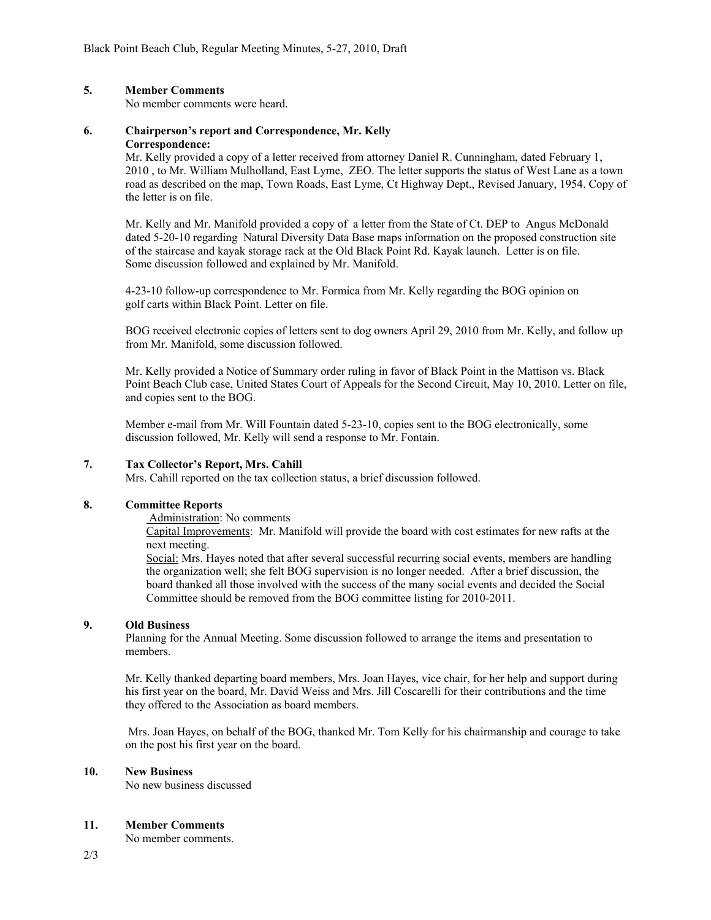## 5. Member Comments

No member comments were heard.

## 6. Chairperson's report and Correspondence, Mr. Kelly

**Correspondence:**

Mr. Kelly provided a copy of a letter received from attorney Daniel R. Cunningham, dated February 1, 2010 , to Mr. William Mulholland, East Lyme, ZEO. The letter supports the status of West Lane as a town road as described on the map, Town Roads, East Lyme, Ct Highway Dept., Revised January, 1954. Copy of the letter is on file.

Mr. Kelly and Mr. Manifold provided a copy of a letter from the State of Ct. DEP to Angus McDonald dated 5-20-10 regarding Natural Diversity Data Base maps information on the proposed construction site of the staircase and kayak storage rack at the Old Black Point Rd. Kayak launch. Letter is on file. Some discussion followed and explained by Mr. Manifold.

4-23-10 follow-up correspondence to Mr. Formica from Mr. Kelly regarding the BOG opinion on golf carts within Black Point. Letter on file.

BOG received electronic copies of letters sent to dog owners April 29, 2010 from Mr. Kelly, and follow up from Mr. Manifold, some discussion followed.

Mr. Kelly provided a Notice of Summary order ruling in favor of Black Point in the Mattison vs. Black Point Beach Club case, United States Court of Appeals for the Second Circuit, May 10, 2010. Letter on file, and copies sent to the BOG.

Member e-mail from Mr. Will Fountain dated 5-23-10, copies sent to the BOG electronically, some discussion followed, Mr. Kelly will send a response to Mr. Fontain.

## 7. Tax Collector's Report, Mrs. Cahill

Mrs. Cahill reported on the tax collection status, a brief discussion followed.

## 8. Committee Reports

Administration: No comments

Capital Improvements: Mr. Manifold will provide the board with cost estimates for new rafts at the next meeting.

Social: Mrs. Hayes noted that after several successful recurring social events, members are handling the organization well; she felt BOG supervision is no longer needed. After a brief discussion, the board thanked all those involved with the success of the many social events and decided the Social Committee should be removed from the BOG committee listing for 2010-2011.

## 9. Old Business

Planning for the Annual Meeting. Some discussion followed to arrange the items and presentation to members.

Mr. Kelly thanked departing board members, Mrs. Joan Hayes, vice chair, for her help and support during his first year on the board, Mr. David Weiss and Mrs. Jill Coscarelli for their contributions and the time they offered to the Association as board members.

Mrs. Joan Hayes, on behalf of the BOG, thanked Mr. Tom Kelly for his chairmanship and courage to take on the post his first year on the board.

## 10. New Business

No new business discussed

## 11. Member Comments

No member comments.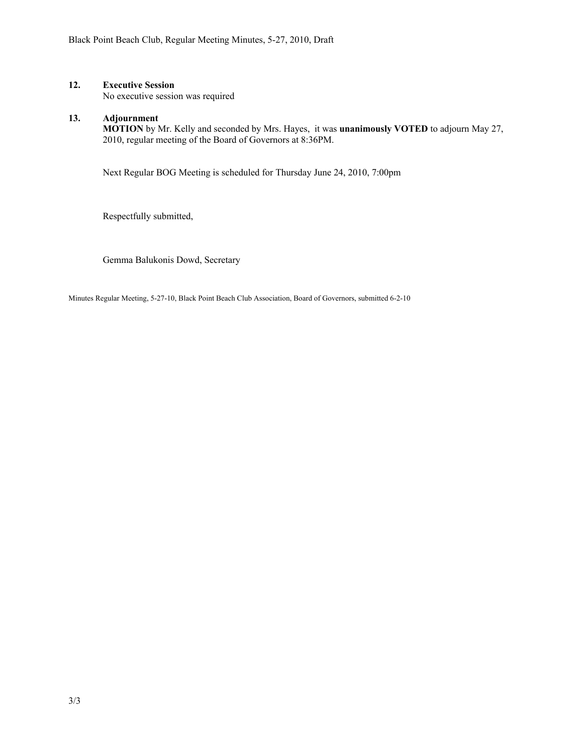**12. Executive Session**

No executive session was required

**13. Adjournment**

**MOTION** by Mr. Kelly and seconded by Mrs. Hayes, it was **unanimously VOTED** to adjourn May 27, 2010, regular meeting of the Board of Governors at 8:36PM.

Next Regular BOG Meeting is scheduled for Thursday June 24, 2010, 7:00pm

Respectfully submitted,

Gemma Balukonis Dowd, Secretary

Minutes Regular Meeting, 5-27-10, Black Point Beach Club Association, Board of Governors, submitted 6-2-10